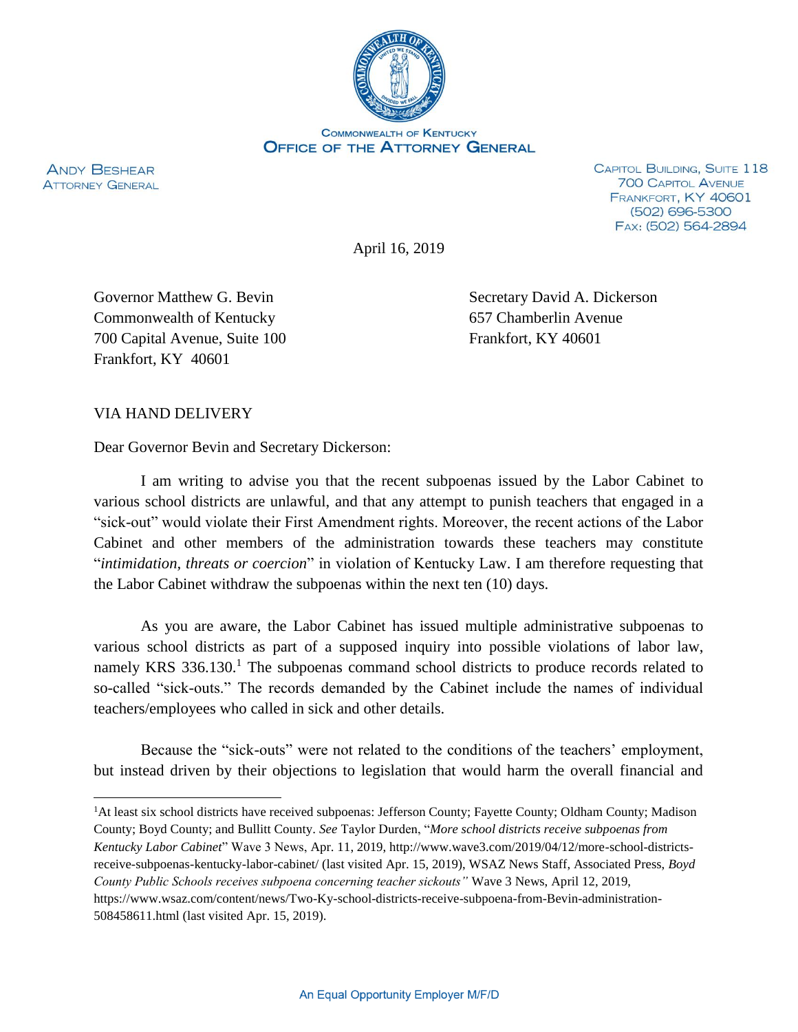COMMONWEALTH OF KENTUCKY
OFFICE OF THE ATTORNEY GENERAL

ANDY BESHEAR
ATTORNEY GENERAL

CAPITOL BUILDING, SUITE 118
700 CAPITOL AVENUE
FRANKFORT, KY 40601
(502) 696-5300
FAX: (502) 564-2894

April 16, 2019

Governor Matthew G. Bevin
Commonwealth of Kentucky
700 Capital Avenue, Suite 100
Frankfort, KY 40601

Secretary David A. Dickerson
657 Chamberlin Avenue
Frankfort, KY 40601

VIA HAND DELIVERY

Dear Governor Bevin and Secretary Dickerson:

I am writing to advise you that the recent subpoenas issued by the Labor Cabinet to various school districts are unlawful, and that any attempt to punish teachers that engaged in a "sick-out" would violate their First Amendment rights. Moreover, the recent actions of the Labor Cabinet and other members of the administration towards these teachers may constitute "*intimidation, threats or coercion*" in violation of Kentucky Law. I am therefore requesting that the Labor Cabinet withdraw the subpoenas within the next ten (10) days.

As you are aware, the Labor Cabinet has issued multiple administrative subpoenas to various school districts as part of a supposed inquiry into possible violations of labor law, namely KRS 336.130.[1] The subpoenas command school districts to produce records related to so-called "sick-outs." The records demanded by the Cabinet include the names of individual teachers/employees who called in sick and other details.

Because the "sick-outs" were not related to the conditions of the teachers' employment, but instead driven by their objections to legislation that would harm the overall financial and

---

[1]At least six school districts have received subpoenas: Jefferson County; Fayette County; Oldham County; Madison County; Boyd County; and Bullitt County. *See* Taylor Durden, "*More school districts receive subpoenas from Kentucky Labor Cabinet*" Wave 3 News, Apr. 11, 2019, http://www.wave3.com/2019/04/12/more-school-districts-receive-subpoenas-kentucky-labor-cabinet/ (last visited Apr. 15, 2019), WSAZ News Staff, Associated Press, *Boyd County Public Schools receives subpoena concerning teacher sickouts"* Wave 3 News, April 12, 2019, https://www.wsaz.com/content/news/Two-Ky-school-districts-receive-subpoena-from-Bevin-administration-508458611.html (last visited Apr. 15, 2019).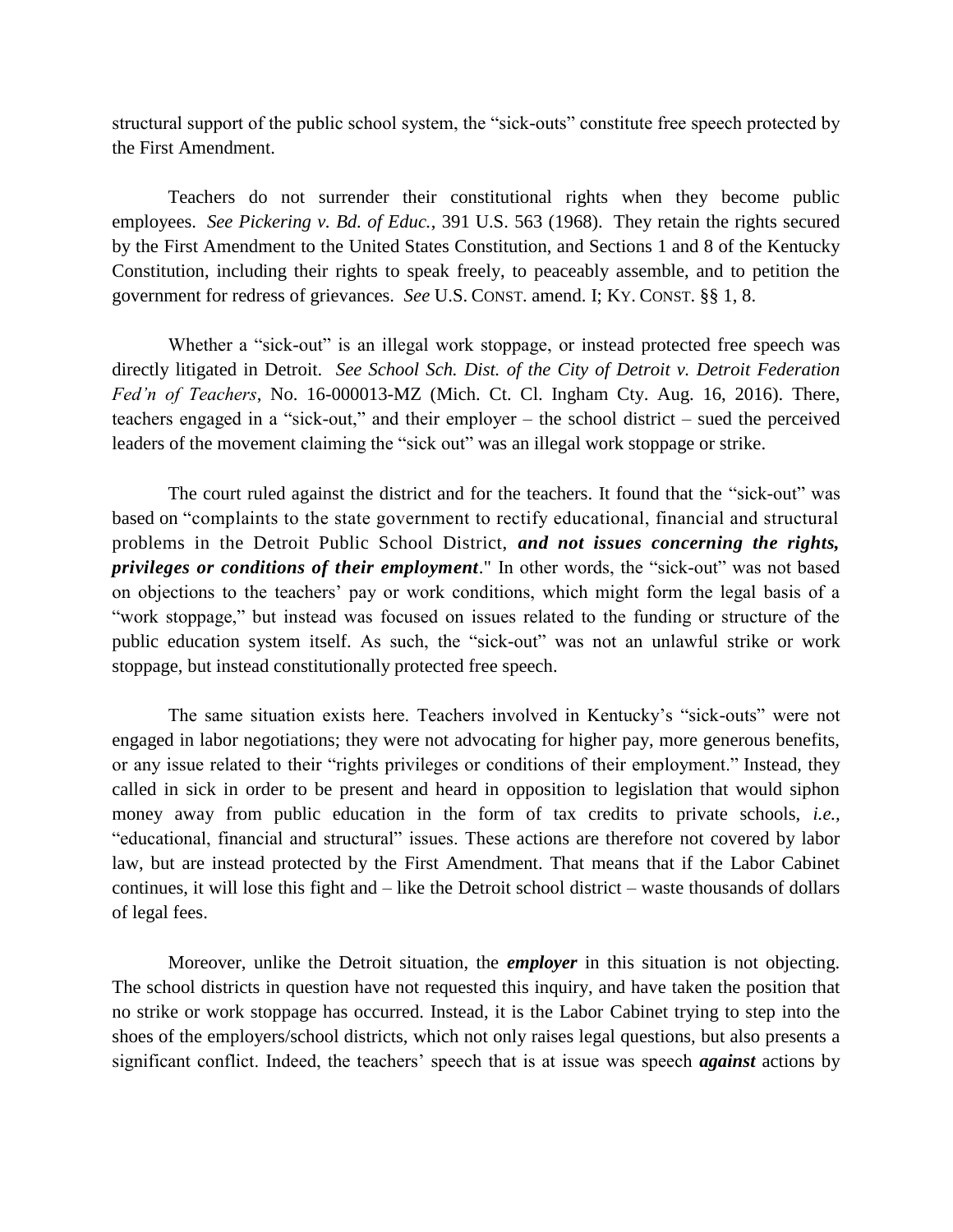structural support of the public school system, the "sick-outs" constitute free speech protected by the First Amendment.

Teachers do not surrender their constitutional rights when they become public employees. *See Pickering v. Bd. of Educ.*, 391 U.S. 563 (1968). They retain the rights secured by the First Amendment to the United States Constitution, and Sections 1 and 8 of the Kentucky Constitution, including their rights to speak freely, to peaceably assemble, and to petition the government for redress of grievances. *See* U.S. CONST. amend. I; KY. CONST. §§ 1, 8.

Whether a "sick-out" is an illegal work stoppage, or instead protected free speech was directly litigated in Detroit. *See School Sch. Dist. of the City of Detroit v. Detroit Federation Fed'n of Teachers*, No. 16-000013-MZ (Mich. Ct. Cl. Ingham Cty. Aug. 16, 2016). There, teachers engaged in a "sick-out," and their employer – the school district – sued the perceived leaders of the movement claiming the "sick out" was an illegal work stoppage or strike.

The court ruled against the district and for the teachers. It found that the "sick-out" was based on "complaints to the state government to rectify educational, financial and structural problems in the Detroit Public School District, ***and not issues concerning the rights, privileges or conditions of their employment***." In other words, the "sick-out" was not based on objections to the teachers' pay or work conditions, which might form the legal basis of a "work stoppage," but instead was focused on issues related to the funding or structure of the public education system itself. As such, the "sick-out" was not an unlawful strike or work stoppage, but instead constitutionally protected free speech.

The same situation exists here. Teachers involved in Kentucky's "sick-outs" were not engaged in labor negotiations; they were not advocating for higher pay, more generous benefits, or any issue related to their "rights privileges or conditions of their employment." Instead, they called in sick in order to be present and heard in opposition to legislation that would siphon money away from public education in the form of tax credits to private schools, *i.e.*, "educational, financial and structural" issues. These actions are therefore not covered by labor law, but are instead protected by the First Amendment. That means that if the Labor Cabinet continues, it will lose this fight and – like the Detroit school district – waste thousands of dollars of legal fees.

Moreover, unlike the Detroit situation, the ***employer*** in this situation is not objecting. The school districts in question have not requested this inquiry, and have taken the position that no strike or work stoppage has occurred. Instead, it is the Labor Cabinet trying to step into the shoes of the employers/school districts, which not only raises legal questions, but also presents a significant conflict. Indeed, the teachers' speech that is at issue was speech ***against*** actions by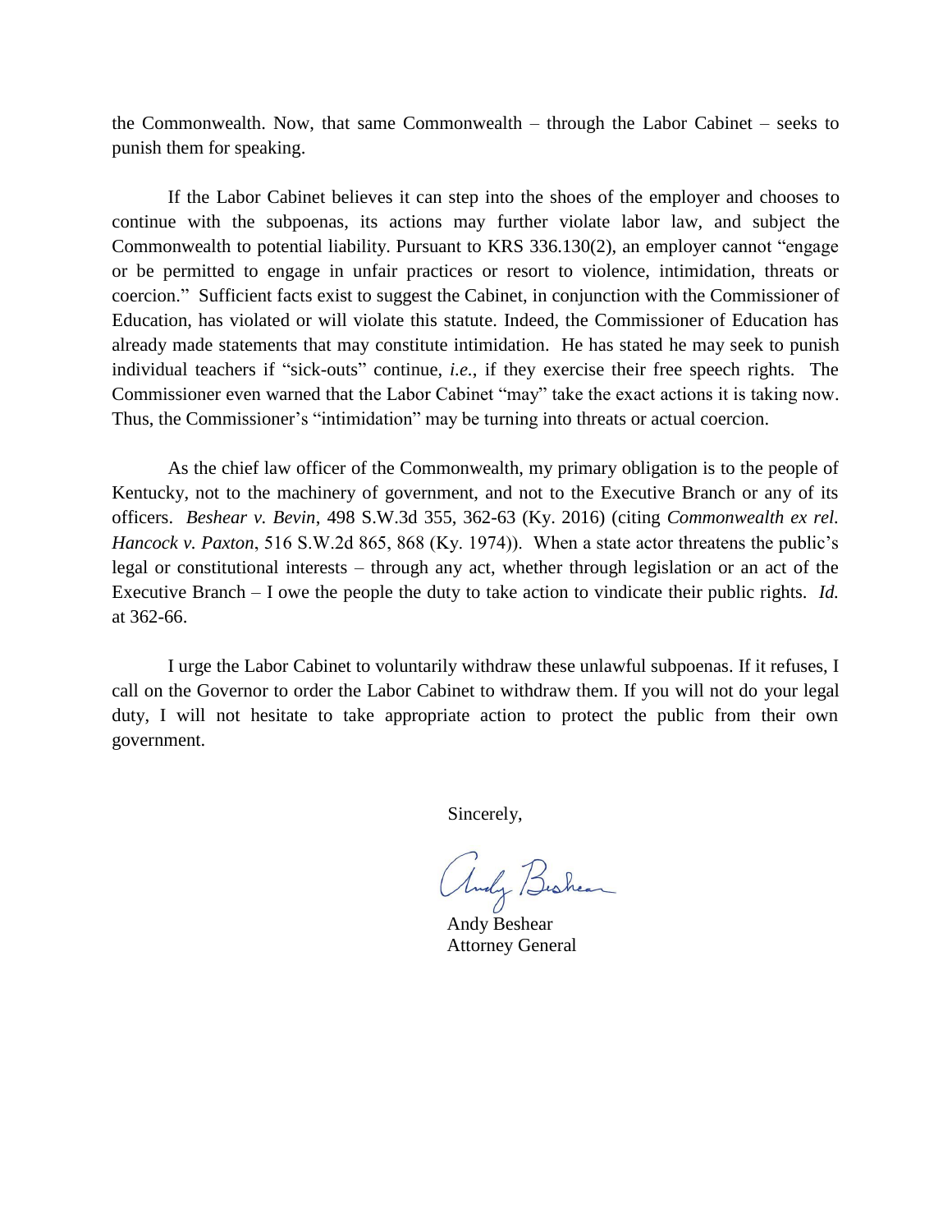the Commonwealth. Now, that same Commonwealth – through the Labor Cabinet – seeks to punish them for speaking.

If the Labor Cabinet believes it can step into the shoes of the employer and chooses to continue with the subpoenas, its actions may further violate labor law, and subject the Commonwealth to potential liability. Pursuant to KRS 336.130(2), an employer cannot "engage or be permitted to engage in unfair practices or resort to violence, intimidation, threats or coercion." Sufficient facts exist to suggest the Cabinet, in conjunction with the Commissioner of Education, has violated or will violate this statute. Indeed, the Commissioner of Education has already made statements that may constitute intimidation. He has stated he may seek to punish individual teachers if "sick-outs" continue, *i.e.*, if they exercise their free speech rights. The Commissioner even warned that the Labor Cabinet "may" take the exact actions it is taking now. Thus, the Commissioner's "intimidation" may be turning into threats or actual coercion.

As the chief law officer of the Commonwealth, my primary obligation is to the people of Kentucky, not to the machinery of government, and not to the Executive Branch or any of its officers. *Beshear v. Bevin*, 498 S.W.3d 355, 362-63 (Ky. 2016) (citing *Commonwealth ex rel. Hancock v. Paxton*, 516 S.W.2d 865, 868 (Ky. 1974)). When a state actor threatens the public's legal or constitutional interests – through any act, whether through legislation or an act of the Executive Branch – I owe the people the duty to take action to vindicate their public rights. *Id.* at 362-66.

I urge the Labor Cabinet to voluntarily withdraw these unlawful subpoenas. If it refuses, I call on the Governor to order the Labor Cabinet to withdraw them. If you will not do your legal duty, I will not hesitate to take appropriate action to protect the public from their own government.

Sincerely,

Andy Beshear

Andy Beshear
Attorney General